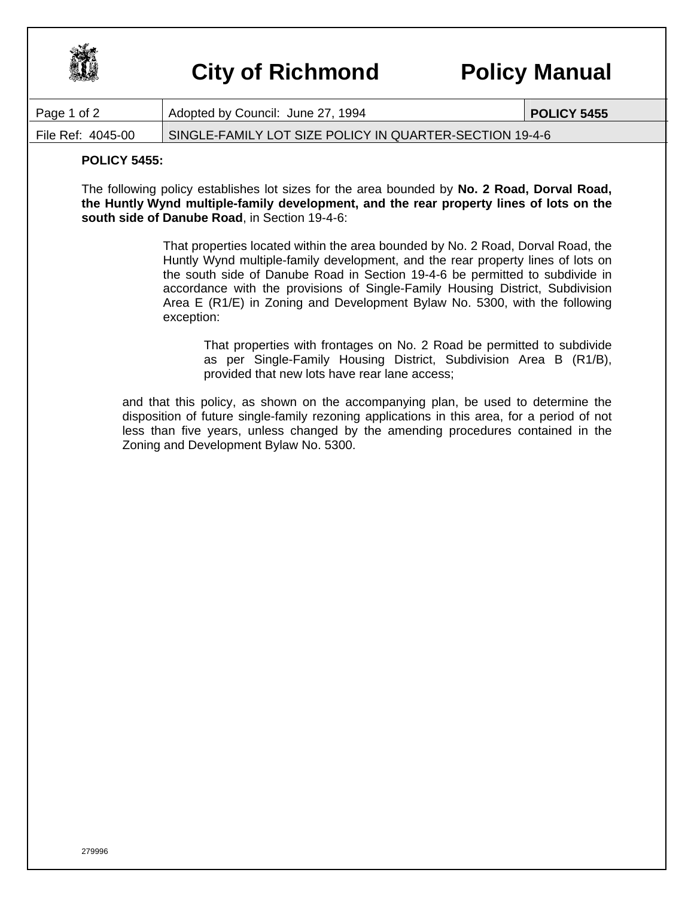# City of Richmond Policy Manual

| Page 1 of 2 | Adopted by Council: June 27, 1994 | POLICY 5455 |
| --- | --- | --- |
| File Ref: 4045-00 | SINGLE-FAMILY LOT SIZE POLICY IN QUARTER-SECTION 19-4-6 | |

**POLICY 5455:**

The following policy establishes lot sizes for the area bounded by **No. 2 Road, Dorval Road, the Huntly Wynd multiple-family development, and the rear property lines of lots on the south side of Danube Road**, in Section 19-4-6:

> That properties located within the area bounded by No. 2 Road, Dorval Road, the Huntly Wynd multiple-family development, and the rear property lines of lots on the south side of Danube Road in Section 19-4-6 be permitted to subdivide in accordance with the provisions of Single-Family Housing District, Subdivision Area E (R1/E) in Zoning and Development Bylaw No. 5300, with the following exception:
>
> > That properties with frontages on No. 2 Road be permitted to subdivide as per Single-Family Housing District, Subdivision Area B (R1/B), provided that new lots have rear lane access;

and that this policy, as shown on the accompanying plan, be used to determine the disposition of future single-family rezoning applications in this area, for a period of not less than five years, unless changed by the amending procedures contained in the Zoning and Development Bylaw No. 5300.

279996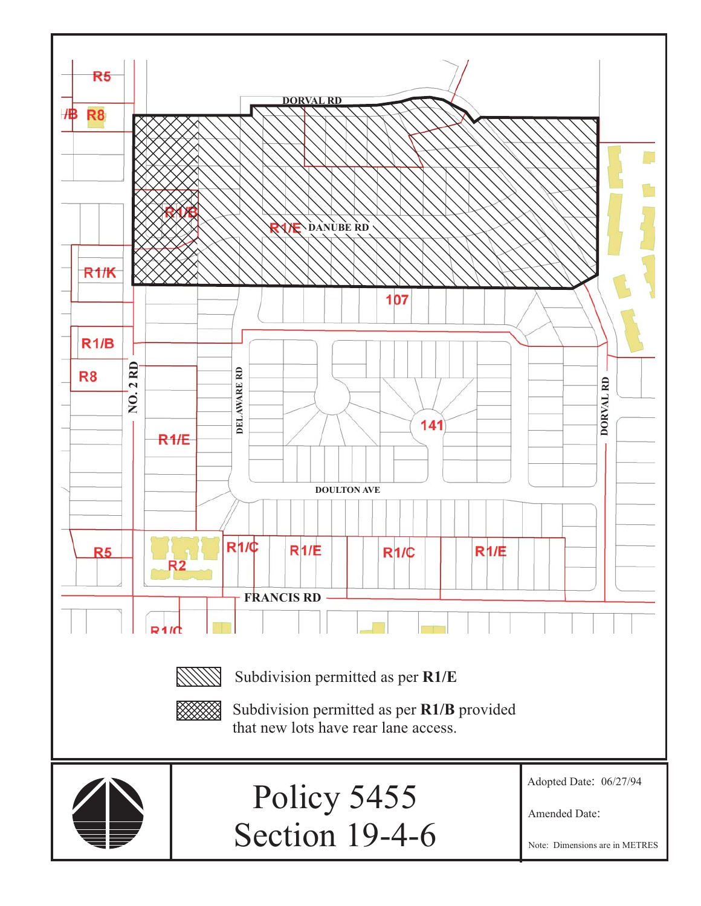R5

/B R8

DORVAL RD

R1/B

R1/E DANUBE RD

R1/K

107

R1/B

R8

NO. 2 RD

DELAWARE RD

141

DORVAL RD

R1/E

DOULTON AVE

R5

R2

R1/C

R1/E

R1/C

R1/E

FRANCIS RD

R1/C

Subdivision permitted as per **R1/E**

Subdivision permitted as per **R1/B** provided that new lots have rear lane access.

# Policy 5455
# Section 19-4-6

Adopted Date: 06/27/94

Amended Date:

Note: Dimensions are in METRES